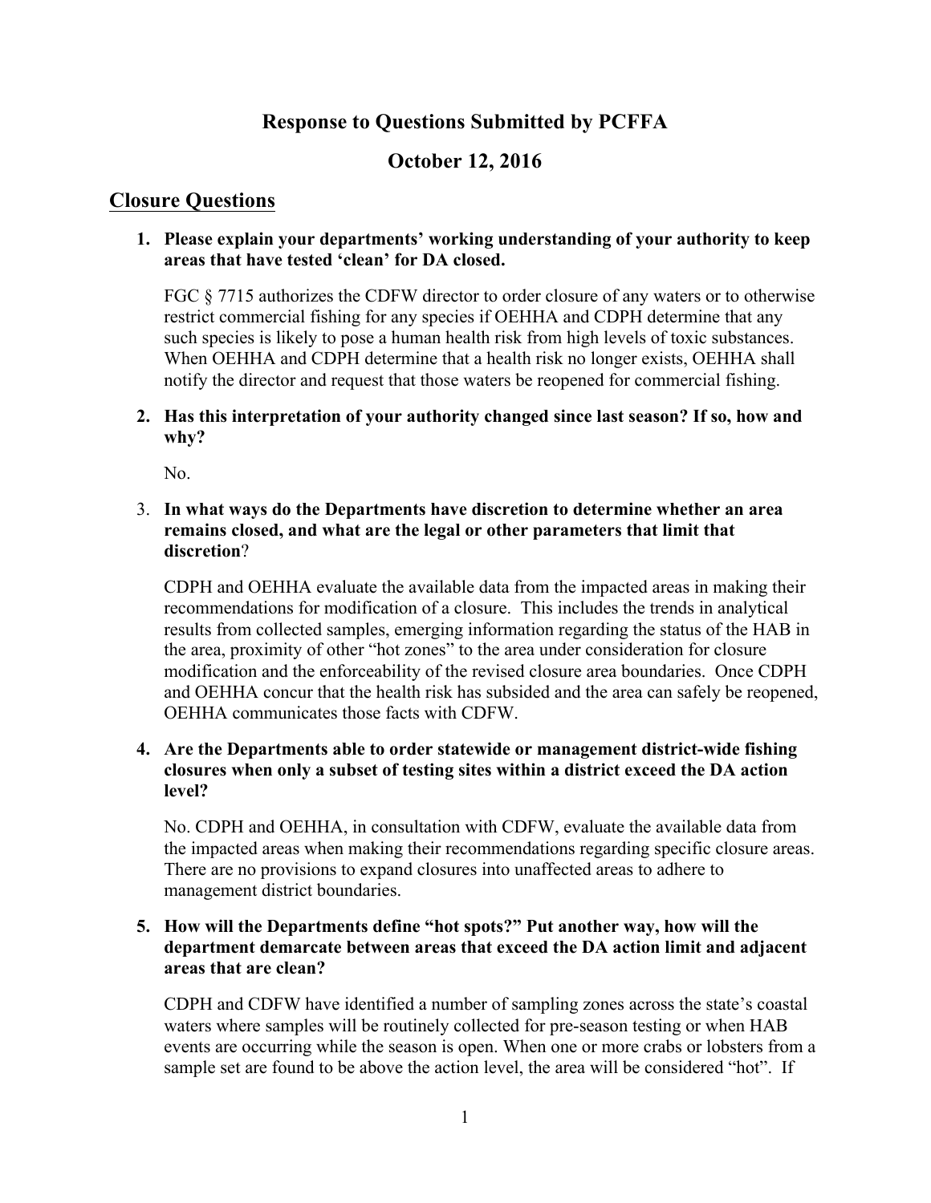# Response to Questions Submitted by PCFFA

# October 12, 2016

## Closure Questions

1. **Please explain your departments' working understanding of your authority to keep areas that have tested 'clean' for DA closed.**

   FGC § 7715 authorizes the CDFW director to order closure of any waters or to otherwise restrict commercial fishing for any species if OEHHA and CDPH determine that any such species is likely to pose a human health risk from high levels of toxic substances. When OEHHA and CDPH determine that a health risk no longer exists, OEHHA shall notify the director and request that those waters be reopened for commercial fishing.

2. **Has this interpretation of your authority changed since last season? If so, how and why?**

   No.

3. **In what ways do the Departments have discretion to determine whether an area remains closed, and what are the legal or other parameters that limit that discretion**?

   CDPH and OEHHA evaluate the available data from the impacted areas in making their recommendations for modification of a closure. This includes the trends in analytical results from collected samples, emerging information regarding the status of the HAB in the area, proximity of other "hot zones" to the area under consideration for closure modification and the enforceability of the revised closure area boundaries. Once CDPH and OEHHA concur that the health risk has subsided and the area can safely be reopened, OEHHA communicates those facts with CDFW.

4. **Are the Departments able to order statewide or management district-wide fishing closures when only a subset of testing sites within a district exceed the DA action level?**

   No. CDPH and OEHHA, in consultation with CDFW, evaluate the available data from the impacted areas when making their recommendations regarding specific closure areas. There are no provisions to expand closures into unaffected areas to adhere to management district boundaries.

5. **How will the Departments define "hot spots?" Put another way, how will the department demarcate between areas that exceed the DA action limit and adjacent areas that are clean?**

   CDPH and CDFW have identified a number of sampling zones across the state's coastal waters where samples will be routinely collected for pre-season testing or when HAB events are occurring while the season is open. When one or more crabs or lobsters from a sample set are found to be above the action level, the area will be considered "hot". If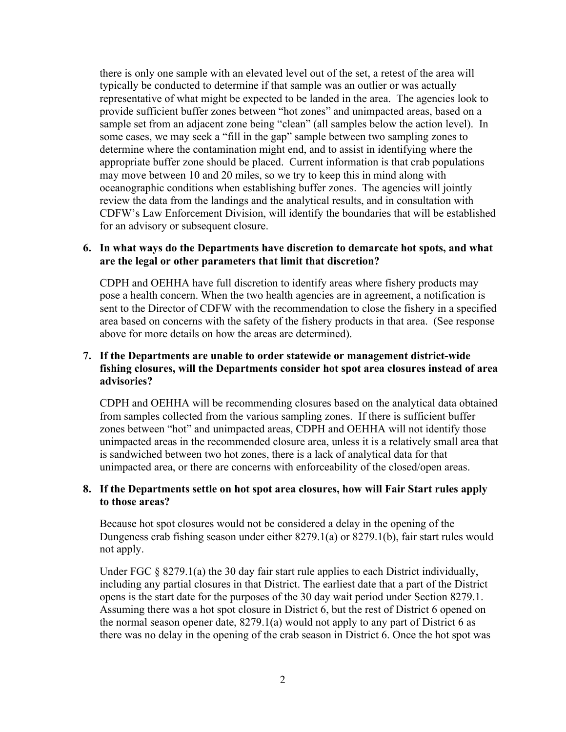there is only one sample with an elevated level out of the set, a retest of the area will typically be conducted to determine if that sample was an outlier or was actually representative of what might be expected to be landed in the area. The agencies look to provide sufficient buffer zones between "hot zones" and unimpacted areas, based on a sample set from an adjacent zone being "clean" (all samples below the action level). In some cases, we may seek a "fill in the gap" sample between two sampling zones to determine where the contamination might end, and to assist in identifying where the appropriate buffer zone should be placed. Current information is that crab populations may move between 10 and 20 miles, so we try to keep this in mind along with oceanographic conditions when establishing buffer zones. The agencies will jointly review the data from the landings and the analytical results, and in consultation with CDFW's Law Enforcement Division, will identify the boundaries that will be established for an advisory or subsequent closure.

**6. In what ways do the Departments have discretion to demarcate hot spots, and what are the legal or other parameters that limit that discretion?**

CDPH and OEHHA have full discretion to identify areas where fishery products may pose a health concern. When the two health agencies are in agreement, a notification is sent to the Director of CDFW with the recommendation to close the fishery in a specified area based on concerns with the safety of the fishery products in that area. (See response above for more details on how the areas are determined).

**7. If the Departments are unable to order statewide or management district-wide fishing closures, will the Departments consider hot spot area closures instead of area advisories?**

CDPH and OEHHA will be recommending closures based on the analytical data obtained from samples collected from the various sampling zones. If there is sufficient buffer zones between "hot" and unimpacted areas, CDPH and OEHHA will not identify those unimpacted areas in the recommended closure area, unless it is a relatively small area that is sandwiched between two hot zones, there is a lack of analytical data for that unimpacted area, or there are concerns with enforceability of the closed/open areas.

**8. If the Departments settle on hot spot area closures, how will Fair Start rules apply to those areas?**

Because hot spot closures would not be considered a delay in the opening of the Dungeness crab fishing season under either 8279.1(a) or 8279.1(b), fair start rules would not apply.

Under FGC § 8279.1(a) the 30 day fair start rule applies to each District individually, including any partial closures in that District. The earliest date that a part of the District opens is the start date for the purposes of the 30 day wait period under Section 8279.1. Assuming there was a hot spot closure in District 6, but the rest of District 6 opened on the normal season opener date, 8279.1(a) would not apply to any part of District 6 as there was no delay in the opening of the crab season in District 6. Once the hot spot was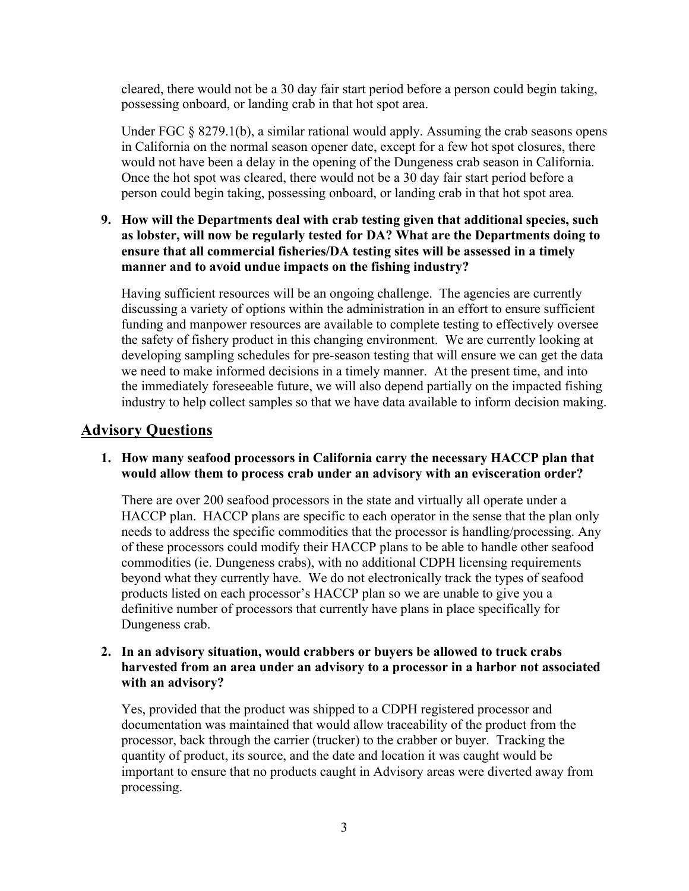cleared, there would not be a 30 day fair start period before a person could begin taking, possessing onboard, or landing crab in that hot spot area.

Under FGC § 8279.1(b), a similar rational would apply. Assuming the crab seasons opens in California on the normal season opener date, except for a few hot spot closures, there would not have been a delay in the opening of the Dungeness crab season in California. Once the hot spot was cleared, there would not be a 30 day fair start period before a person could begin taking, possessing onboard, or landing crab in that hot spot area.

9. **How will the Departments deal with crab testing given that additional species, such as lobster, will now be regularly tested for DA? What are the Departments doing to ensure that all commercial fisheries/DA testing sites will be assessed in a timely manner and to avoid undue impacts on the fishing industry?**

   Having sufficient resources will be an ongoing challenge. The agencies are currently discussing a variety of options within the administration in an effort to ensure sufficient funding and manpower resources are available to complete testing to effectively oversee the safety of fishery product in this changing environment. We are currently looking at developing sampling schedules for pre-season testing that will ensure we can get the data we need to make informed decisions in a timely manner. At the present time, and into the immediately foreseeable future, we will also depend partially on the impacted fishing industry to help collect samples so that we have data available to inform decision making.

## Advisory Questions

1. **How many seafood processors in California carry the necessary HACCP plan that would allow them to process crab under an advisory with an evisceration order?**

   There are over 200 seafood processors in the state and virtually all operate under a HACCP plan. HACCP plans are specific to each operator in the sense that the plan only needs to address the specific commodities that the processor is handling/processing. Any of these processors could modify their HACCP plans to be able to handle other seafood commodities (ie. Dungeness crabs), with no additional CDPH licensing requirements beyond what they currently have. We do not electronically track the types of seafood products listed on each processor's HACCP plan so we are unable to give you a definitive number of processors that currently have plans in place specifically for Dungeness crab.

2. **In an advisory situation, would crabbers or buyers be allowed to truck crabs harvested from an area under an advisory to a processor in a harbor not associated with an advisory?**

   Yes, provided that the product was shipped to a CDPH registered processor and documentation was maintained that would allow traceability of the product from the processor, back through the carrier (trucker) to the crabber or buyer. Tracking the quantity of product, its source, and the date and location it was caught would be important to ensure that no products caught in Advisory areas were diverted away from processing.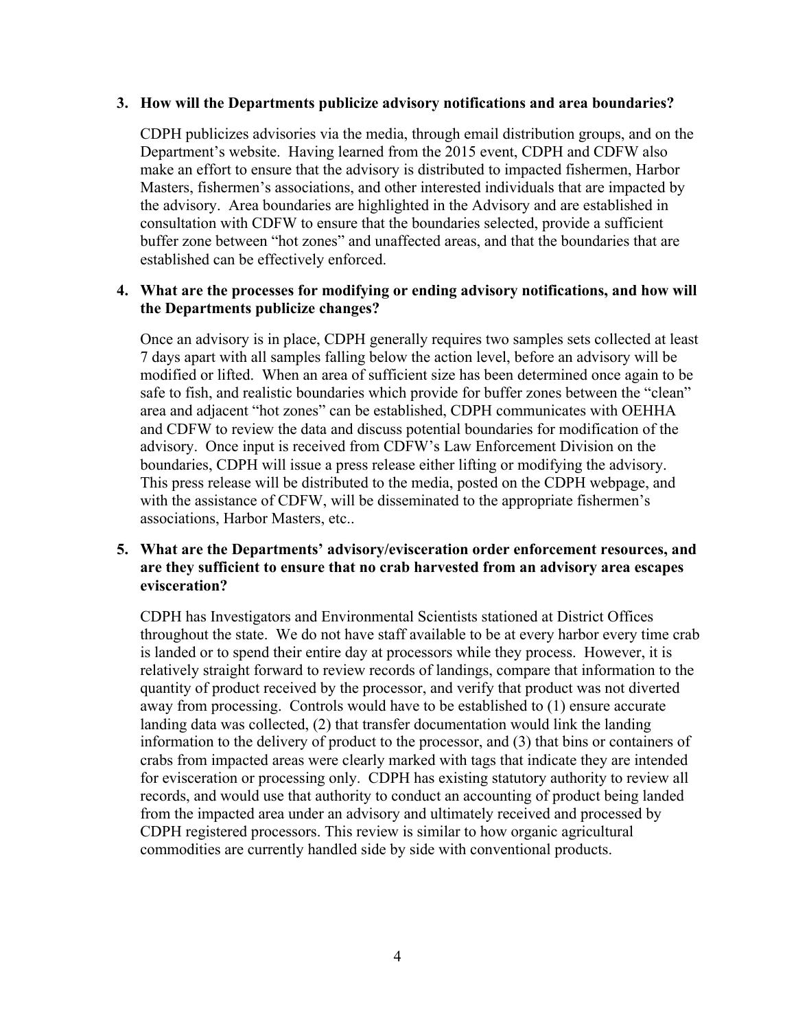**3. How will the Departments publicize advisory notifications and area boundaries?**

CDPH publicizes advisories via the media, through email distribution groups, and on the Department's website. Having learned from the 2015 event, CDPH and CDFW also make an effort to ensure that the advisory is distributed to impacted fishermen, Harbor Masters, fishermen's associations, and other interested individuals that are impacted by the advisory. Area boundaries are highlighted in the Advisory and are established in consultation with CDFW to ensure that the boundaries selected, provide a sufficient buffer zone between "hot zones" and unaffected areas, and that the boundaries that are established can be effectively enforced.

**4. What are the processes for modifying or ending advisory notifications, and how will the Departments publicize changes?**

Once an advisory is in place, CDPH generally requires two samples sets collected at least 7 days apart with all samples falling below the action level, before an advisory will be modified or lifted. When an area of sufficient size has been determined once again to be safe to fish, and realistic boundaries which provide for buffer zones between the "clean" area and adjacent "hot zones" can be established, CDPH communicates with OEHHA and CDFW to review the data and discuss potential boundaries for modification of the advisory. Once input is received from CDFW's Law Enforcement Division on the boundaries, CDPH will issue a press release either lifting or modifying the advisory. This press release will be distributed to the media, posted on the CDPH webpage, and with the assistance of CDFW, will be disseminated to the appropriate fishermen's associations, Harbor Masters, etc..

**5. What are the Departments' advisory/evisceration order enforcement resources, and are they sufficient to ensure that no crab harvested from an advisory area escapes evisceration?**

CDPH has Investigators and Environmental Scientists stationed at District Offices throughout the state. We do not have staff available to be at every harbor every time crab is landed or to spend their entire day at processors while they process. However, it is relatively straight forward to review records of landings, compare that information to the quantity of product received by the processor, and verify that product was not diverted away from processing. Controls would have to be established to (1) ensure accurate landing data was collected, (2) that transfer documentation would link the landing information to the delivery of product to the processor, and (3) that bins or containers of crabs from impacted areas were clearly marked with tags that indicate they are intended for evisceration or processing only. CDPH has existing statutory authority to review all records, and would use that authority to conduct an accounting of product being landed from the impacted area under an advisory and ultimately received and processed by CDPH registered processors. This review is similar to how organic agricultural commodities are currently handled side by side with conventional products.